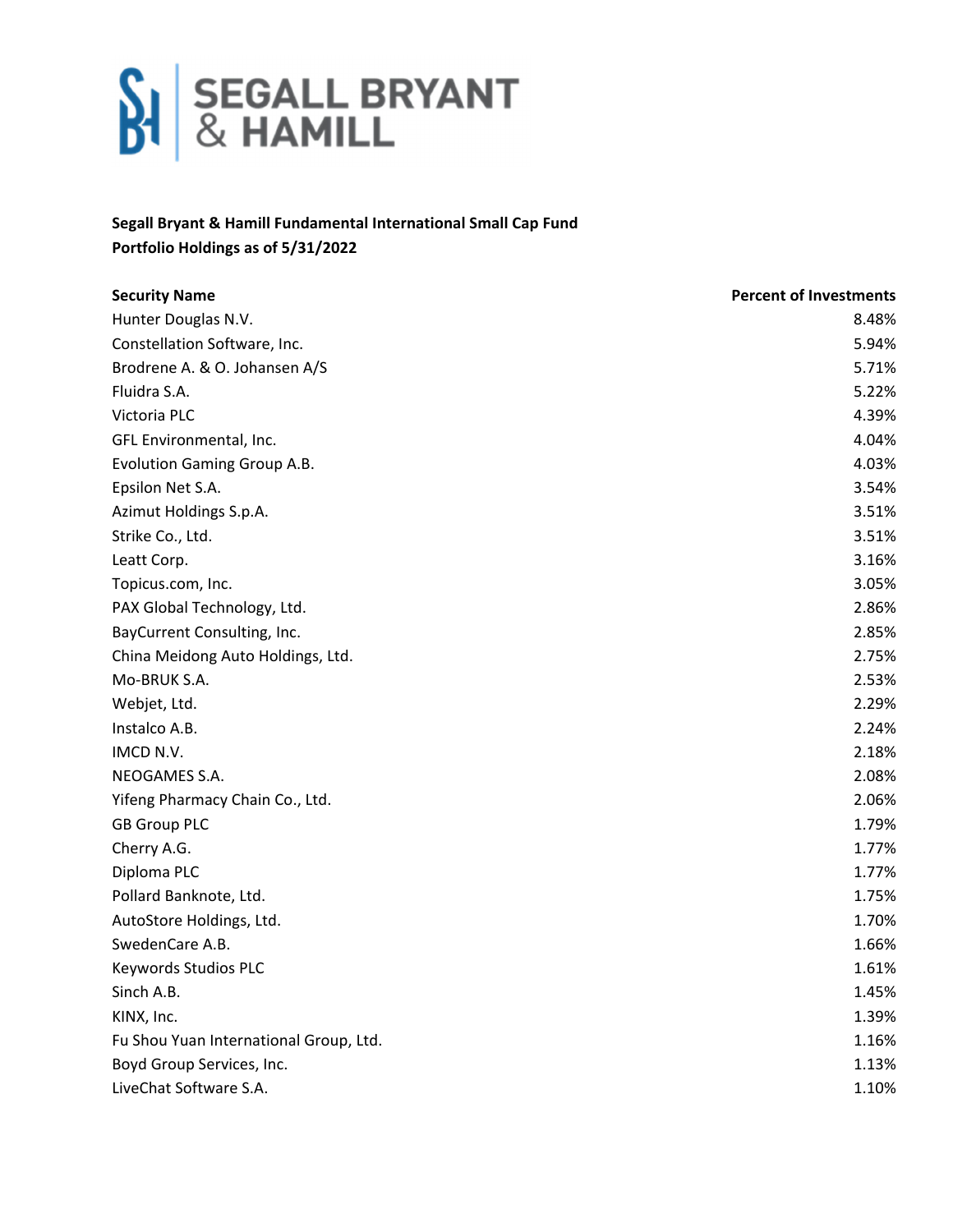SEGALL BRYANT & HAMILL

**Segall Bryant & Hamill Fundamental International Small Cap Fund**
**Portfolio Holdings as of 5/31/2022**

| Security Name | Percent of Investments |
|---|---|
| Hunter Douglas N.V. | 8.48% |
| Constellation Software, Inc. | 5.94% |
| Brodrene A. & O. Johansen A/S | 5.71% |
| Fluidra S.A. | 5.22% |
| Victoria PLC | 4.39% |
| GFL Environmental, Inc. | 4.04% |
| Evolution Gaming Group A.B. | 4.03% |
| Epsilon Net S.A. | 3.54% |
| Azimut Holdings S.p.A. | 3.51% |
| Strike Co., Ltd. | 3.51% |
| Leatt Corp. | 3.16% |
| Topicus.com, Inc. | 3.05% |
| PAX Global Technology, Ltd. | 2.86% |
| BayCurrent Consulting, Inc. | 2.85% |
| China Meidong Auto Holdings, Ltd. | 2.75% |
| Mo-BRUK S.A. | 2.53% |
| Webjet, Ltd. | 2.29% |
| Instalco A.B. | 2.24% |
| IMCD N.V. | 2.18% |
| NEOGAMES S.A. | 2.08% |
| Yifeng Pharmacy Chain Co., Ltd. | 2.06% |
| GB Group PLC | 1.79% |
| Cherry A.G. | 1.77% |
| Diploma PLC | 1.77% |
| Pollard Banknote, Ltd. | 1.75% |
| AutoStore Holdings, Ltd. | 1.70% |
| SwedenCare A.B. | 1.66% |
| Keywords Studios PLC | 1.61% |
| Sinch A.B. | 1.45% |
| KINX, Inc. | 1.39% |
| Fu Shou Yuan International Group, Ltd. | 1.16% |
| Boyd Group Services, Inc. | 1.13% |
| LiveChat Software S.A. | 1.10% |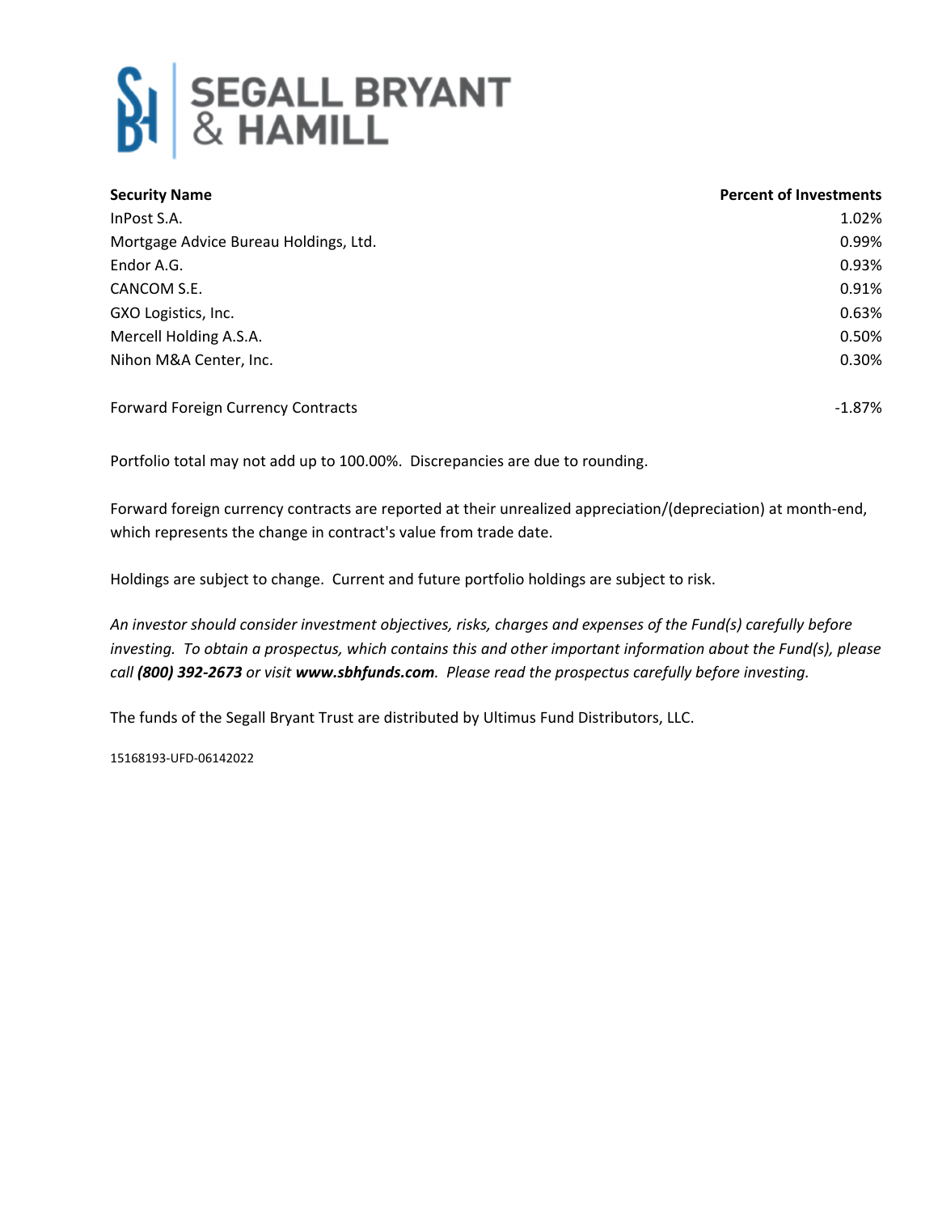SEGALL BRYANT & HAMILL

| Security Name | Percent of Investments |
| --- | --- |
| InPost S.A. | 1.02% |
| Mortgage Advice Bureau Holdings, Ltd. | 0.99% |
| Endor A.G. | 0.93% |
| CANCOM S.E. | 0.91% |
| GXO Logistics, Inc. | 0.63% |
| Mercell Holding A.S.A. | 0.50% |
| Nihon M&A Center, Inc. | 0.30% |
| | |
| Forward Foreign Currency Contracts | -1.87% |

Portfolio total may not add up to 100.00%. Discrepancies are due to rounding.

Forward foreign currency contracts are reported at their unrealized appreciation/(depreciation) at month-end, which represents the change in contract's value from trade date.

Holdings are subject to change. Current and future portfolio holdings are subject to risk.

*An investor should consider investment objectives, risks, charges and expenses of the Fund(s) carefully before investing. To obtain a prospectus, which contains this and other important information about the Fund(s), please call **(800) 392-2673** or visit **www.sbhfunds.com**. Please read the prospectus carefully before investing.*

The funds of the Segall Bryant Trust are distributed by Ultimus Fund Distributors, LLC.

15168193-UFD-06142022